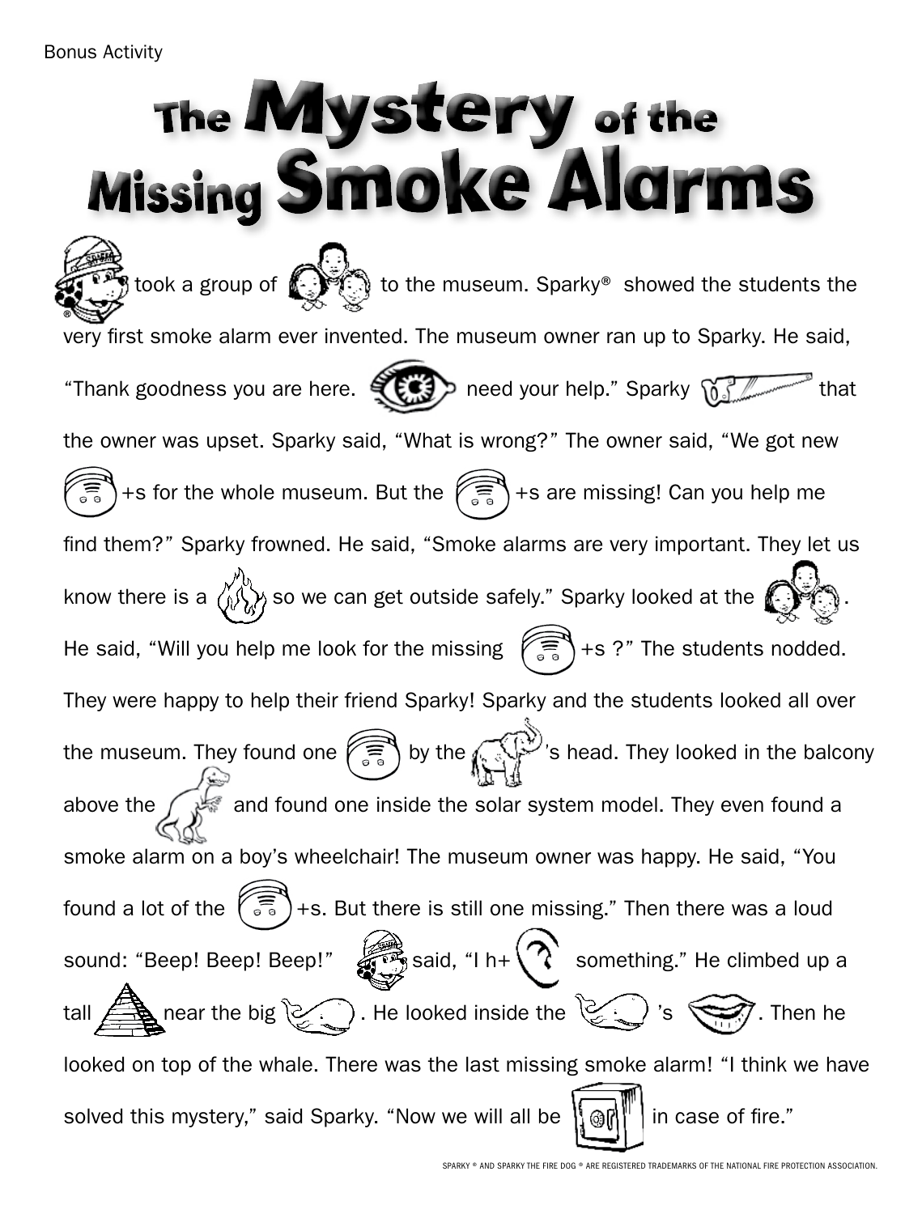Bonus Activity

# The Mystery of the Missing Smoke Alarms

took a group of to the museum. Sparky® showed the students the very first smoke alarm ever invented. The museum owner ran up to Sparky. He said, "Thank goodness you are here. need your help." Sparky that the owner was upset. Sparky said, "What is wrong?" The owner said, "We got new +s for the whole museum. But the +s are missing! Can you help me find them?" Sparky frowned. He said, "Smoke alarms are very important. They let us know there is a so we can get outside safely." Sparky looked at the . He said, "Will you help me look for the missing +s ?" The students nodded. They were happy to help their friend Sparky! Sparky and the students looked all over the museum. They found one by the 's head. They looked in the balcony above the and found one inside the solar system model. They even found a smoke alarm on a boy's wheelchair! The museum owner was happy. He said, "You found a lot of the +s. But there is still one missing." Then there was a loud sound: "Beep! Beep! Beep!" said, "I h+ something." He climbed up a tall near the big . He looked inside the 's . Then he looked on top of the whale. There was the last missing smoke alarm! "I think we have solved this mystery," said Sparky. "Now we will all be in case of fire."

SPARKY ® AND SPARKY THE FIRE DOG ® ARE REGISTERED TRADEMARKS OF THE NATIONAL FIRE PROTECTION ASSOCIATION.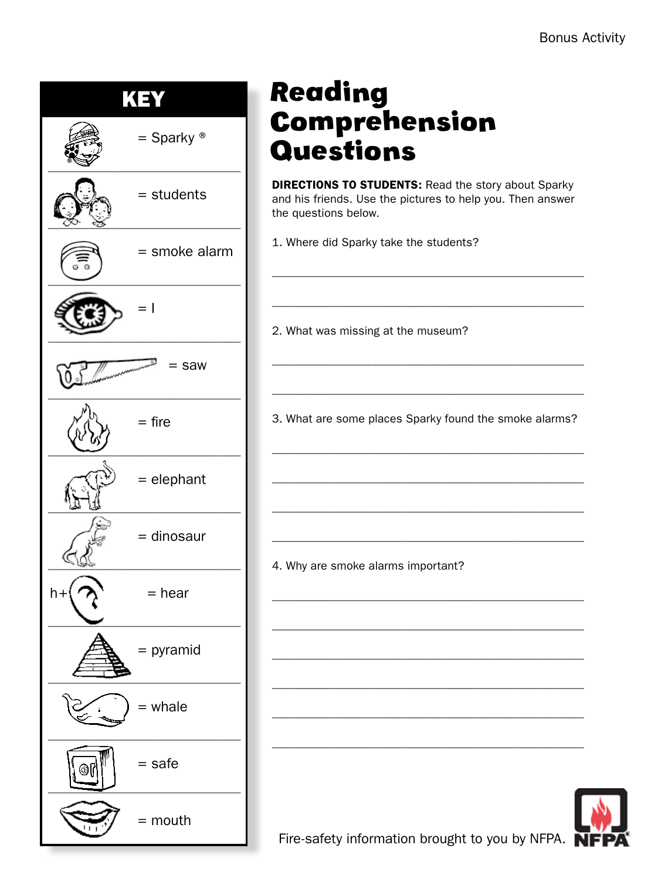Bonus Activity

## KEY

| | |
|---|---|
| | = Sparky ® |
| | = students |
| | = smoke alarm |
| | = I |
| | = saw |
| | = fire |
| | = elephant |
| | = dinosaur |
| h+ | = hear |
| | = pyramid |
| | = whale |
| | = safe |
| | = mouth |

# Reading Comprehension Questions

**DIRECTIONS TO STUDENTS:** Read the story about Sparky and his friends. Use the pictures to help you. Then answer the questions below.

1. Where did Sparky take the students?

_______________________________________________

_______________________________________________

2. What was missing at the museum?

_______________________________________________

_______________________________________________

3. What are some places Sparky found the smoke alarms?

_______________________________________________

_______________________________________________

_______________________________________________

_______________________________________________

4. Why are smoke alarms important?

_______________________________________________

_______________________________________________

_______________________________________________

_______________________________________________

_______________________________________________

_______________________________________________

Fire-safety information brought to you by NFPA.

NFPA